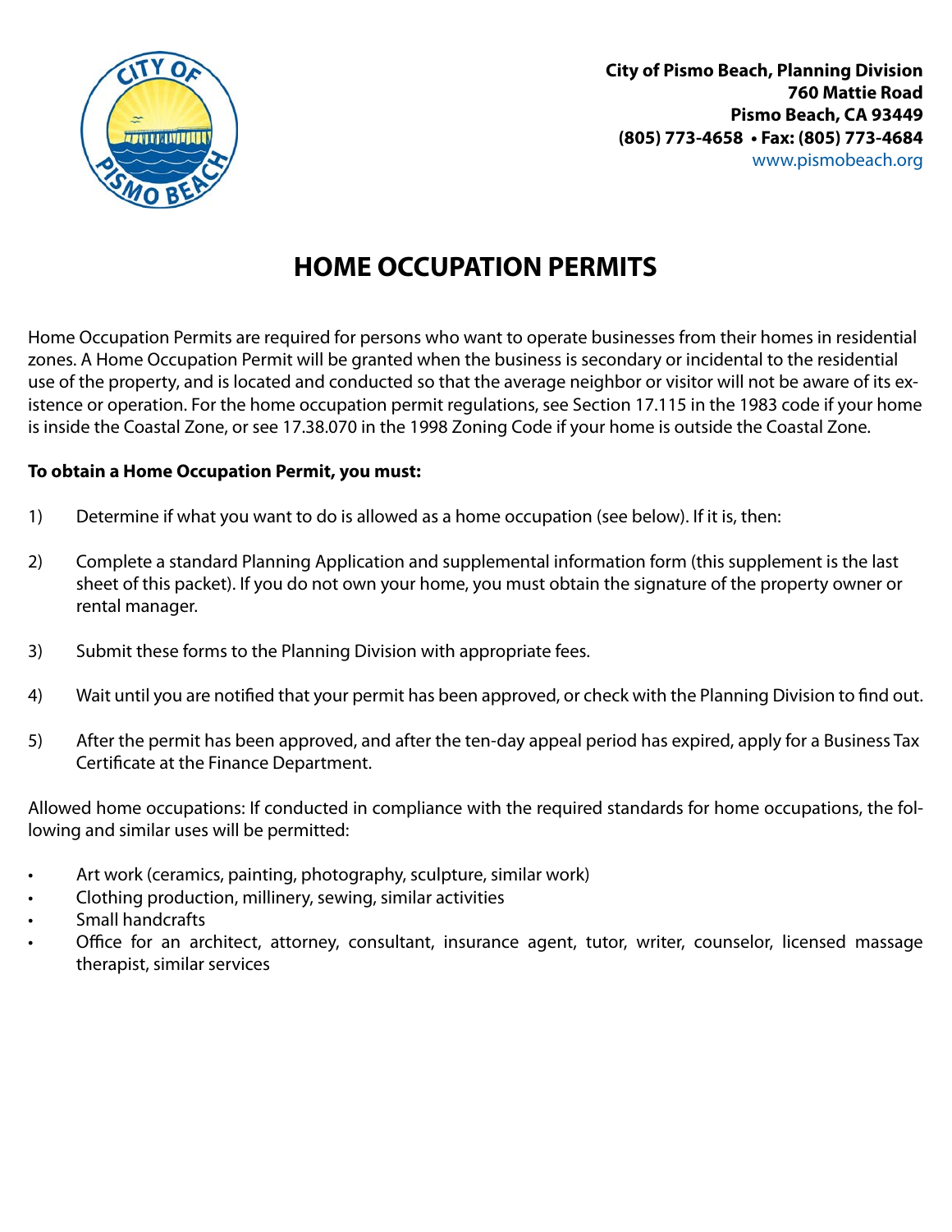City of Pismo Beach, Planning Division
760 Mattie Road
Pismo Beach, CA 93449
(805) 773-4658 • Fax: (805) 773-4684
www.pismobeach.org

# HOME OCCUPATION PERMITS

Home Occupation Permits are required for persons who want to operate businesses from their homes in residential zones. A Home Occupation Permit will be granted when the business is secondary or incidental to the residential use of the property, and is located and conducted so that the average neighbor or visitor will not be aware of its existence or operation. For the home occupation permit regulations, see Section 17.115 in the 1983 code if your home is inside the Coastal Zone, or see 17.38.070 in the 1998 Zoning Code if your home is outside the Coastal Zone.

**To obtain a Home Occupation Permit, you must:**

1) Determine if what you want to do is allowed as a home occupation (see below). If it is, then:

2) Complete a standard Planning Application and supplemental information form (this supplement is the last sheet of this packet). If you do not own your home, you must obtain the signature of the property owner or rental manager.

3) Submit these forms to the Planning Division with appropriate fees.

4) Wait until you are notified that your permit has been approved, or check with the Planning Division to find out.

5) After the permit has been approved, and after the ten-day appeal period has expired, apply for a Business Tax Certificate at the Finance Department.

Allowed home occupations: If conducted in compliance with the required standards for home occupations, the following and similar uses will be permitted:

- Art work (ceramics, painting, photography, sculpture, similar work)
- Clothing production, millinery, sewing, similar activities
- Small handcrafts
- Office for an architect, attorney, consultant, insurance agent, tutor, writer, counselor, licensed massage therapist, similar services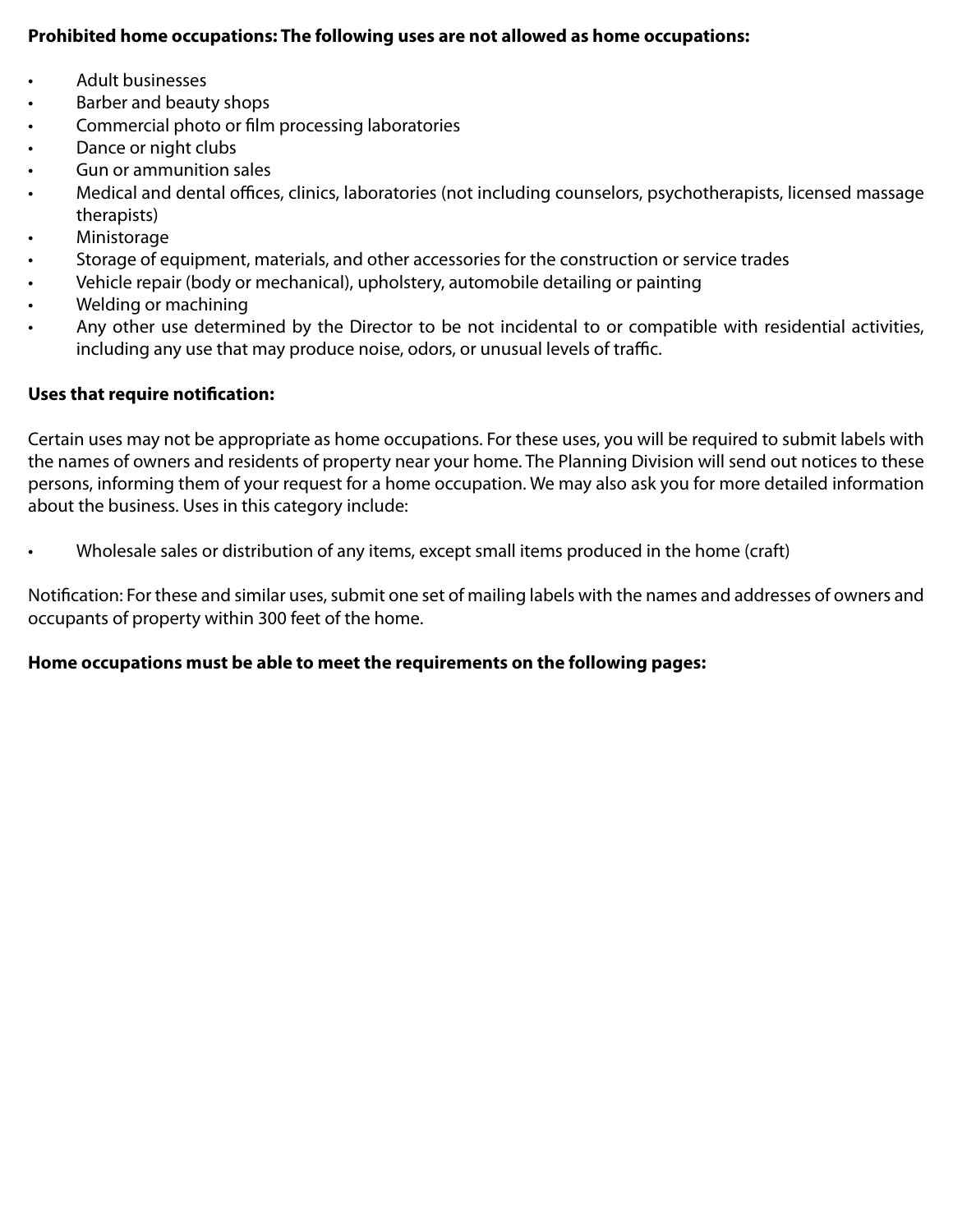**Prohibited home occupations: The following uses are not allowed as home occupations:**

- Adult businesses
- Barber and beauty shops
- Commercial photo or film processing laboratories
- Dance or night clubs
- Gun or ammunition sales
- Medical and dental offices, clinics, laboratories (not including counselors, psychotherapists, licensed massage therapists)
- Ministorage
- Storage of equipment, materials, and other accessories for the construction or service trades
- Vehicle repair (body or mechanical), upholstery, automobile detailing or painting
- Welding or machining
- Any other use determined by the Director to be not incidental to or compatible with residential activities, including any use that may produce noise, odors, or unusual levels of traffic.

**Uses that require notification:**

Certain uses may not be appropriate as home occupations. For these uses, you will be required to submit labels with the names of owners and residents of property near your home. The Planning Division will send out notices to these persons, informing them of your request for a home occupation. We may also ask you for more detailed information about the business. Uses in this category include:

- Wholesale sales or distribution of any items, except small items produced in the home (craft)

Notification: For these and similar uses, submit one set of mailing labels with the names and addresses of owners and occupants of property within 300 feet of the home.

**Home occupations must be able to meet the requirements on the following pages:**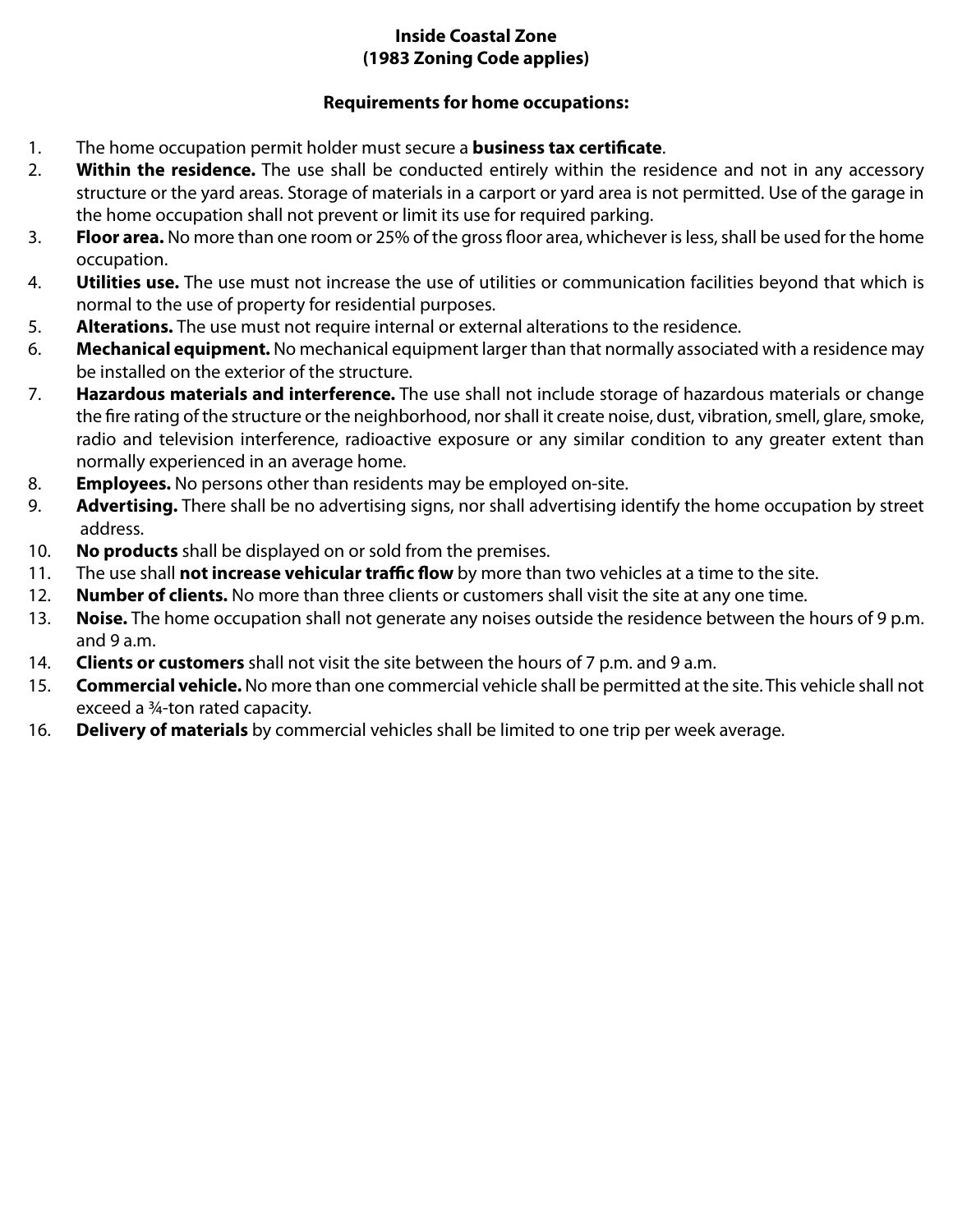**Inside Coastal Zone**
**(1983 Zoning Code applies)**

**Requirements for home occupations:**

1. The home occupation permit holder must secure a **business tax certificate**.
2. **Within the residence.** The use shall be conducted entirely within the residence and not in any accessory structure or the yard areas. Storage of materials in a carport or yard area is not permitted. Use of the garage in the home occupation shall not prevent or limit its use for required parking.
3. **Floor area.** No more than one room or 25% of the gross floor area, whichever is less, shall be used for the home occupation.
4. **Utilities use.** The use must not increase the use of utilities or communication facilities beyond that which is normal to the use of property for residential purposes.
5. **Alterations.** The use must not require internal or external alterations to the residence.
6. **Mechanical equipment.** No mechanical equipment larger than that normally associated with a residence may be installed on the exterior of the structure.
7. **Hazardous materials and interference.** The use shall not include storage of hazardous materials or change the fire rating of the structure or the neighborhood, nor shall it create noise, dust, vibration, smell, glare, smoke, radio and television interference, radioactive exposure or any similar condition to any greater extent than normally experienced in an average home.
8. **Employees.** No persons other than residents may be employed on-site.
9. **Advertising.** There shall be no advertising signs, nor shall advertising identify the home occupation by street address.
10. **No products** shall be displayed on or sold from the premises.
11. The use shall **not increase vehicular traffic flow** by more than two vehicles at a time to the site.
12. **Number of clients.** No more than three clients or customers shall visit the site at any one time.
13. **Noise.** The home occupation shall not generate any noises outside the residence between the hours of 9 p.m. and 9 a.m.
14. **Clients or customers** shall not visit the site between the hours of 7 p.m. and 9 a.m.
15. **Commercial vehicle.** No more than one commercial vehicle shall be permitted at the site. This vehicle shall not exceed a ¾-ton rated capacity.
16. **Delivery of materials** by commercial vehicles shall be limited to one trip per week average.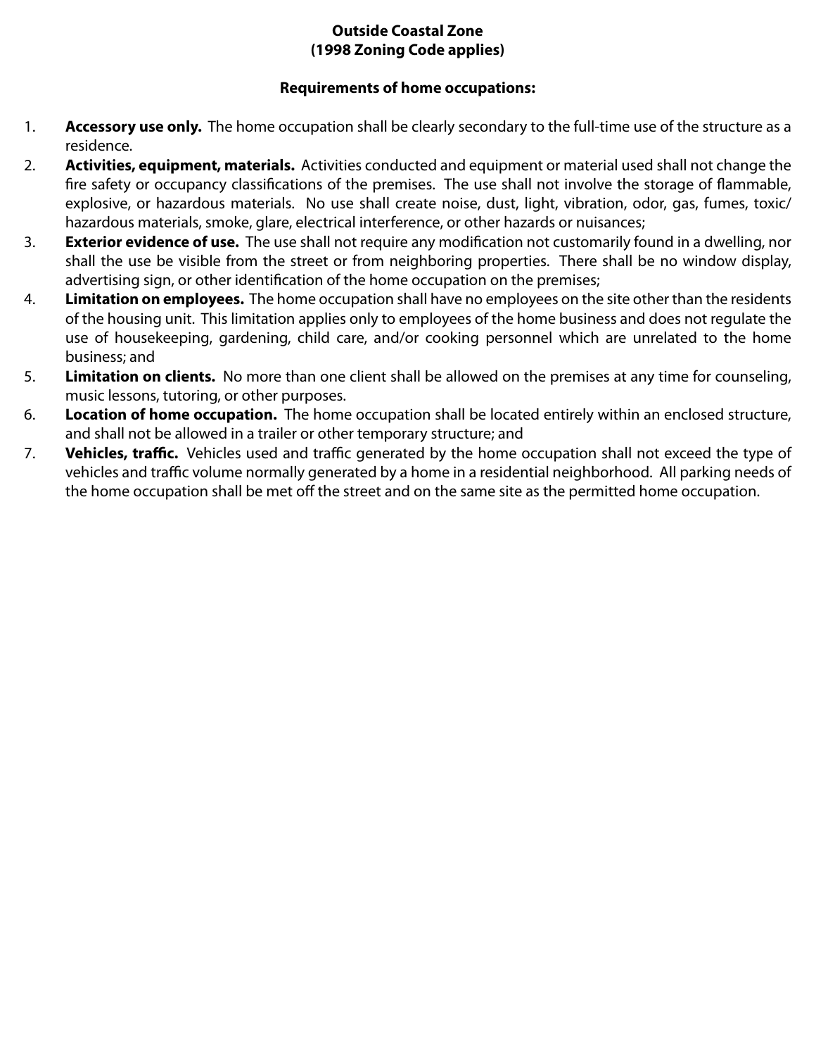**Outside Coastal Zone**
**(1998 Zoning Code applies)**

**Requirements of home occupations:**

1. **Accessory use only.** The home occupation shall be clearly secondary to the full-time use of the structure as a residence.
2. **Activities, equipment, materials.** Activities conducted and equipment or material used shall not change the fire safety or occupancy classifications of the premises. The use shall not involve the storage of flammable, explosive, or hazardous materials. No use shall create noise, dust, light, vibration, odor, gas, fumes, toxic/ hazardous materials, smoke, glare, electrical interference, or other hazards or nuisances;
3. **Exterior evidence of use.** The use shall not require any modification not customarily found in a dwelling, nor shall the use be visible from the street or from neighboring properties. There shall be no window display, advertising sign, or other identification of the home occupation on the premises;
4. **Limitation on employees.** The home occupation shall have no employees on the site other than the residents of the housing unit. This limitation applies only to employees of the home business and does not regulate the use of housekeeping, gardening, child care, and/or cooking personnel which are unrelated to the home business; and
5. **Limitation on clients.** No more than one client shall be allowed on the premises at any time for counseling, music lessons, tutoring, or other purposes.
6. **Location of home occupation.** The home occupation shall be located entirely within an enclosed structure, and shall not be allowed in a trailer or other temporary structure; and
7. **Vehicles, traffic.** Vehicles used and traffic generated by the home occupation shall not exceed the type of vehicles and traffic volume normally generated by a home in a residential neighborhood. All parking needs of the home occupation shall be met off the street and on the same site as the permitted home occupation.